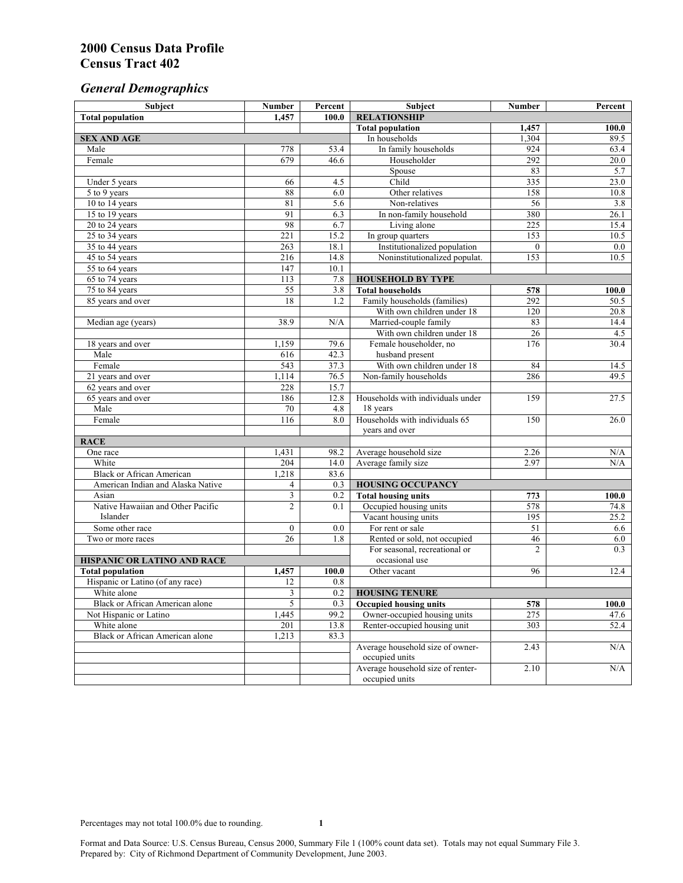# 2000 Census Data Profile
# Census Tract 402

## *General Demographics*

| Subject | Number | Percent | Subject | Number | Percent |
|---|---|---|---|---|---|
| **Total population** | **1,457** | **100.0** | **RELATIONSHIP** | | |
| | | | **Total population** | **1,457** | **100.0** |
| **SEX AND AGE** | | | In households | 1,304 | 89.5 |
| Male | 778 | 53.4 | In family households | 924 | 63.4 |
| Female | 679 | 46.6 | Householder | 292 | 20.0 |
| | | | Spouse | 83 | 5.7 |
| Under 5 years | 66 | 4.5 | Child | 335 | 23.0 |
| 5 to 9 years | 88 | 6.0 | Other relatives | 158 | 10.8 |
| 10 to 14 years | 81 | 5.6 | Non-relatives | 56 | 3.8 |
| 15 to 19 years | 91 | 6.3 | In non-family household | 380 | 26.1 |
| 20 to 24 years | 98 | 6.7 | Living alone | 225 | 15.4 |
| 25 to 34 years | 221 | 15.2 | In group quarters | 153 | 10.5 |
| 35 to 44 years | 263 | 18.1 | Institutionalized population | 0 | 0.0 |
| 45 to 54 years | 216 | 14.8 | Noninstitutionalized populat. | 153 | 10.5 |
| 55 to 64 years | 147 | 10.1 | | | |
| 65 to 74 years | 113 | 7.8 | **HOUSEHOLD BY TYPE** | | |
| 75 to 84 years | 55 | 3.8 | **Total households** | **578** | **100.0** |
| 85 years and over | 18 | 1.2 | Family households (families) | 292 | 50.5 |
| | | | With own children under 18 | 120 | 20.8 |
| Median age (years) | 38.9 | N/A | Married-couple family | 83 | 14.4 |
| | | | With own children under 18 | 26 | 4.5 |
| 18 years and over | 1,159 | 79.6 | Female householder, no husband present | 176 | 30.4 |
| Male | 616 | 42.3 | | | |
| Female | 543 | 37.3 | With own children under 18 | 84 | 14.5 |
| 21 years and over | 1,114 | 76.5 | Non-family households | 286 | 49.5 |
| 62 years and over | 228 | 15.7 | | | |
| 65 years and over | 186 | 12.8 | Households with individuals under 18 years | 159 | 27.5 |
| Male | 70 | 4.8 | | | |
| Female | 116 | 8.0 | Households with individuals 65 years and over | 150 | 26.0 |
| **RACE** | | | | | |
| One race | 1,431 | 98.2 | Average household size | 2.26 | N/A |
| White | 204 | 14.0 | Average family size | 2.97 | N/A |
| Black or African American | 1,218 | 83.6 | | | |
| American Indian and Alaska Native | 4 | 0.3 | **HOUSING OCCUPANCY** | | |
| Asian | 3 | 0.2 | **Total housing units** | **773** | **100.0** |
| Native Hawaiian and Other Pacific Islander | 2 | 0.1 | Occupied housing units | 578 | 74.8 |
| | | | Vacant housing units | 195 | 25.2 |
| Some other race | 0 | 0.0 | For rent or sale | 51 | 6.6 |
| Two or more races | 26 | 1.8 | Rented or sold, not occupied | 46 | 6.0 |
| | | | For seasonal, recreational or occasional use | 2 | 0.3 |
| **HISPANIC OR LATINO AND RACE** | | | | | |
| **Total population** | **1,457** | **100.0** | Other vacant | 96 | 12.4 |
| Hispanic or Latino (of any race) | 12 | 0.8 | | | |
| White alone | 3 | 0.2 | **HOUSING TENURE** | | |
| Black or African American alone | 5 | 0.3 | **Occupied housing units** | **578** | **100.0** |
| Not Hispanic or Latino | 1,445 | 99.2 | Owner-occupied housing units | 275 | 47.6 |
| White alone | 201 | 13.8 | Renter-occupied housing unit | 303 | 52.4 |
| Black or African American alone | 1,213 | 83.3 | | | |
| | | | Average household size of owner-occupied units | 2.43 | N/A |
| | | | Average household size of renter-occupied units | 2.10 | N/A |

Percentages may not total 100.0% due to rounding.

Format and Data Source: U.S. Census Bureau, Census 2000, Summary File 1 (100% count data set). Totals may not equal Summary File 3.
Prepared by: City of Richmond Department of Community Development, June 2003.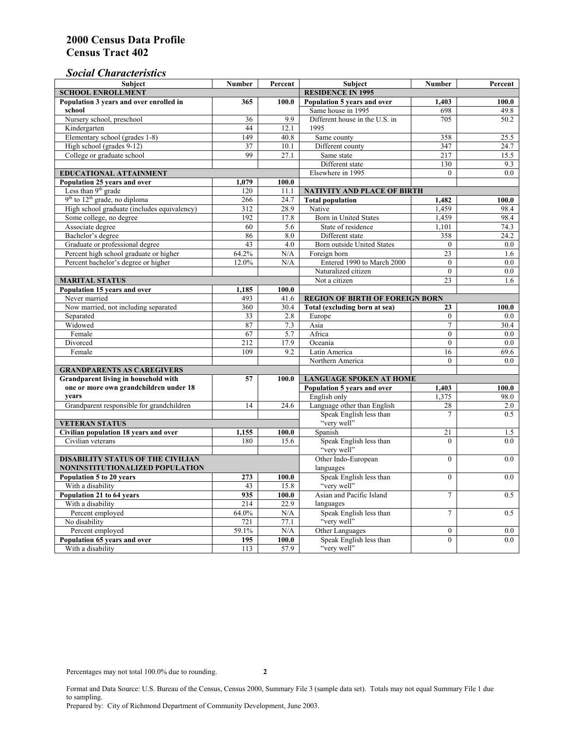# 2000 Census Data Profile
# Census Tract 402

## *Social Characteristics*

| Subject | Number | Percent |
|---|---|---|
| **SCHOOL ENROLLMENT** | | |
| **Population 3 years and over enrolled in school** | **365** | **100.0** |
| Nursery school, preschool | 36 | 9.9 |
| Kindergarten | 44 | 12.1 |
| Elementary school (grades 1-8) | 149 | 40.8 |
| High school (grades 9-12) | 37 | 10.1 |
| College or graduate school | 99 | 27.1 |
| **EDUCATIONAL ATTAINMENT** | | |
| **Population 25 years and over** | **1,079** | **100.0** |
| Less than 9th grade | 120 | 11.1 |
| 9th to 12th grade, no diploma | 266 | 24.7 |
| High school graduate (includes equivalency) | 312 | 28.9 |
| Some college, no degree | 192 | 17.8 |
| Associate degree | 60 | 5.6 |
| Bachelor's degree | 86 | 8.0 |
| Graduate or professional degree | 43 | 4.0 |
| Percent high school graduate or higher | 64.2% | N/A |
| Percent bachelor's degree or higher | 12.0% | N/A |
| **MARITAL STATUS** | | |
| **Population 15 years and over** | **1,185** | **100.0** |
| Never married | 493 | 41.6 |
| Now married, not including separated | 360 | 30.4 |
| Separated | 33 | 2.8 |
| Widowed | 87 | 7.3 |
| Female | 67 | 5.7 |
| Divorced | 212 | 17.9 |
| Female | 109 | 9.2 |
| **GRANDPARENTS AS CAREGIVERS** | | |
| **Grandparent living in household with one or more own grandchildren under 18 years** | **57** | **100.0** |
| Grandparent responsible for grandchildren | 14 | 24.6 |
| **VETERAN STATUS** | | |
| **Civilian population 18 years and over** | **1,155** | **100.0** |
| Civilian veterans | 180 | 15.6 |
| **DISABILITY STATUS OF THE CIVILIAN NONINSTITUTIONALIZED POPULATION** | | |
| **Population 5 to 20 years** | **273** | **100.0** |
| With a disability | 43 | 15.8 |
| **Population 21 to 64 years** | **935** | **100.0** |
| With a disability | 214 | 22.9 |
| Percent employed | 64.0% | N/A |
| No disability | 721 | 77.1 |
| Percent employed | 59.1% | N/A |
| **Population 65 years and over** | **195** | **100.0** |
| With a disability | 113 | 57.9 |

| Subject | Number | Percent |
|---|---|---|
| **RESIDENCE IN 1995** | | |
| **Population 5 years and over** | **1,403** | **100.0** |
| Same house in 1995 | 698 | 49.8 |
| Different house in the U.S. in 1995 | 705 | 50.2 |
| Same county | 358 | 25.5 |
| Different county | 347 | 24.7 |
| Same state | 217 | 15.5 |
| Different state | 130 | 9.3 |
| Elsewhere in 1995 | 0 | 0.0 |
| **NATIVITY AND PLACE OF BIRTH** | | |
| **Total population** | **1,482** | **100.0** |
| Native | 1,459 | 98.4 |
| Born in United States | 1,459 | 98.4 |
| State of residence | 1,101 | 74.3 |
| Different state | 358 | 24.2 |
| Born outside United States | 0 | 0.0 |
| Foreign born | 23 | 1.6 |
| Entered 1990 to March 2000 | 0 | 0.0 |
| Naturalized citizen | 0 | 0.0 |
| Not a citizen | 23 | 1.6 |
| **REGION OF BIRTH OF FOREIGN BORN** | | |
| **Total (excluding born at sea)** | **23** | **100.0** |
| Europe | 0 | 0.0 |
| Asia | 7 | 30.4 |
| Africa | 0 | 0.0 |
| Oceania | 0 | 0.0 |
| Latin America | 16 | 69.6 |
| Northern America | 0 | 0.0 |
| **LANGUAGE SPOKEN AT HOME** | | |
| **Population 5 years and over** | **1,403** | **100.0** |
| English only | 1,375 | 98.0 |
| Language other than English | 28 | 2.0 |
| Speak English less than "very well" | 7 | 0.5 |
| Spanish | 21 | 1.5 |
| Speak English less than "very well" | 0 | 0.0 |
| Other Indo-European languages | 0 | 0.0 |
| Speak English less than "very well" | 0 | 0.0 |
| Asian and Pacific Island languages | 7 | 0.5 |
| Speak English less than "very well" | 7 | 0.5 |
| Other Languages | 0 | 0.0 |
| Speak English less than "very well" | 0 | 0.0 |

Percentages may not total 100.0% due to rounding.

Format and Data Source: U.S. Bureau of the Census, Census 2000, Summary File 3 (sample data set). Totals may not equal Summary File 1 due to sampling.
Prepared by: City of Richmond Department of Community Development, June 2003.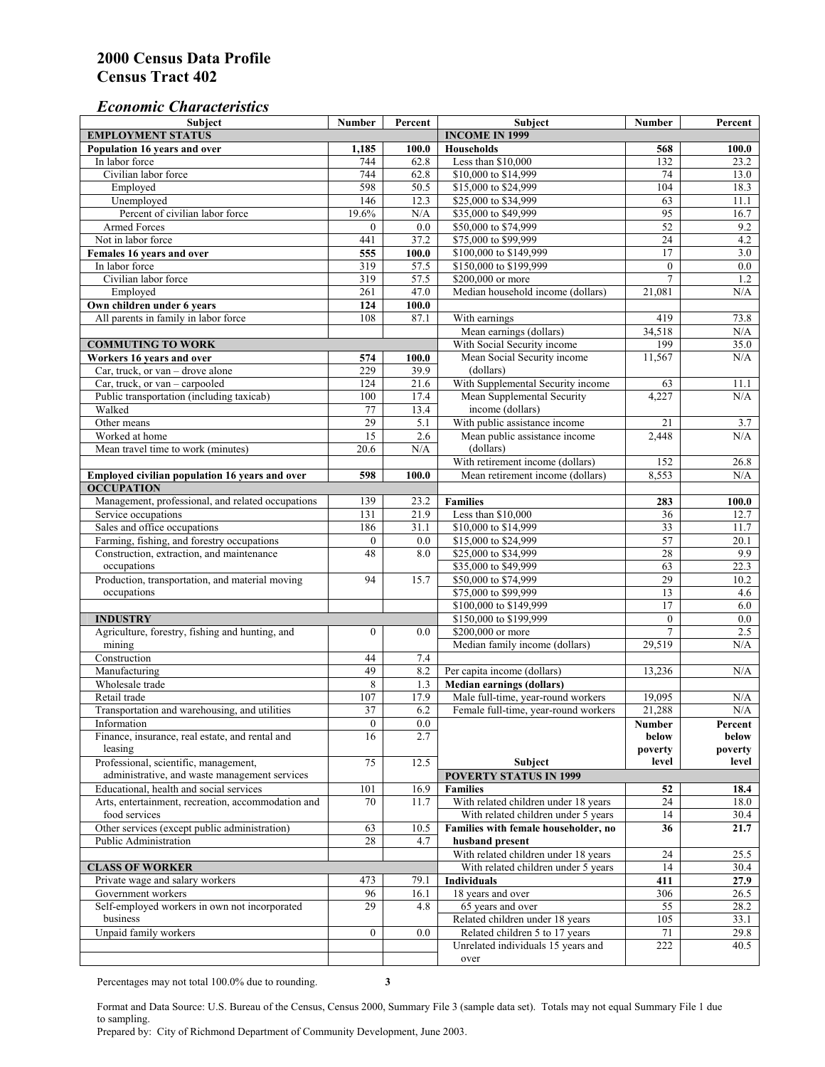# 2000 Census Data Profile
# Census Tract 402

## *Economic Characteristics*

| Subject | Number | Percent |
|---|---|---|
| **EMPLOYMENT STATUS** | | |
| **Population 16 years and over** | **1,185** | **100.0** |
| In labor force | 744 | 62.8 |
| Civilian labor force | 744 | 62.8 |
| Employed | 598 | 50.5 |
| Unemployed | 146 | 12.3 |
| Percent of civilian labor force | 19.6% | N/A |
| Armed Forces | 0 | 0.0 |
| Not in labor force | 441 | 37.2 |
| **Females 16 years and over** | **555** | **100.0** |
| In labor force | 319 | 57.5 |
| Civilian labor force | 319 | 57.5 |
| Employed | 261 | 47.0 |
| **Own children under 6 years** | **124** | **100.0** |
| All parents in family in labor force | 108 | 87.1 |
| **COMMUTING TO WORK** | | |
| **Workers 16 years and over** | **574** | **100.0** |
| Car, truck, or van – drove alone | 229 | 39.9 |
| Car, truck, or van – carpooled | 124 | 21.6 |
| Public transportation (including taxicab) | 100 | 17.4 |
| Walked | 77 | 13.4 |
| Other means | 29 | 5.1 |
| Worked at home | 15 | 2.6 |
| Mean travel time to work (minutes) | 20.6 | N/A |
| **Employed civilian population 16 years and over** | **598** | **100.0** |
| **OCCUPATION** | | |
| Management, professional, and related occupations | 139 | 23.2 |
| Service occupations | 131 | 21.9 |
| Sales and office occupations | 186 | 31.1 |
| Farming, fishing, and forestry occupations | 0 | 0.0 |
| Construction, extraction, and maintenance occupations | 48 | 8.0 |
| Production, transportation, and material moving occupations | 94 | 15.7 |
| **INDUSTRY** | | |
| Agriculture, forestry, fishing and hunting, and mining | 0 | 0.0 |
| Construction | 44 | 7.4 |
| Manufacturing | 49 | 8.2 |
| Wholesale trade | 8 | 1.3 |
| Retail trade | 107 | 17.9 |
| Transportation and warehousing, and utilities | 37 | 6.2 |
| Information | 0 | 0.0 |
| Finance, insurance, real estate, and rental and leasing | 16 | 2.7 |
| Professional, scientific, management, administrative, and waste management services | 75 | 12.5 |
| Educational, health and social services | 101 | 16.9 |
| Arts, entertainment, recreation, accommodation and food services | 70 | 11.7 |
| Other services (except public administration) | 63 | 10.5 |
| Public Administration | 28 | 4.7 |
| **CLASS OF WORKER** | | |
| Private wage and salary workers | 473 | 79.1 |
| Government workers | 96 | 16.1 |
| Self-employed workers in own not incorporated business | 29 | 4.8 |
| Unpaid family workers | 0 | 0.0 |

| Subject | Number | Percent |
|---|---|---|
| **INCOME IN 1999** | | |
| **Households** | **568** | **100.0** |
| Less than $10,000 | 132 | 23.2 |
| $10,000 to $14,999 | 74 | 13.0 |
| $15,000 to $24,999 | 104 | 18.3 |
| $25,000 to $34,999 | 63 | 11.1 |
| $35,000 to $49,999 | 95 | 16.7 |
| $50,000 to $74,999 | 52 | 9.2 |
| $75,000 to $99,999 | 24 | 4.2 |
| $100,000 to $149,999 | 17 | 3.0 |
| $150,000 to $199,999 | 0 | 0.0 |
| $200,000 or more | 7 | 1.2 |
| Median household income (dollars) | 21,081 | N/A |
| With earnings | 419 | 73.8 |
| Mean earnings (dollars) | 34,518 | N/A |
| With Social Security income | 199 | 35.0 |
| Mean Social Security income (dollars) | 11,567 | N/A |
| With Supplemental Security income | 63 | 11.1 |
| Mean Supplemental Security income (dollars) | 4,227 | N/A |
| With public assistance income | 21 | 3.7 |
| Mean public assistance income (dollars) | 2,448 | N/A |
| With retirement income (dollars) | 152 | 26.8 |
| Mean retirement income (dollars) | 8,553 | N/A |
| **Families** | **283** | **100.0** |
| Less than $10,000 | 36 | 12.7 |
| $10,000 to $14,999 | 33 | 11.7 |
| $15,000 to $24,999 | 57 | 20.1 |
| $25,000 to $34,999 | 28 | 9.9 |
| $35,000 to $49,999 | 63 | 22.3 |
| $50,000 to $74,999 | 29 | 10.2 |
| $75,000 to $99,999 | 13 | 4.6 |
| $100,000 to $149,999 | 17 | 6.0 |
| $150,000 to $199,999 | 0 | 0.0 |
| $200,000 or more | 7 | 2.5 |
| Median family income (dollars) | 29,519 | N/A |
| Per capita income (dollars) | 13,236 | N/A |
| **Median earnings (dollars)** | | |
| Male full-time, year-round workers | 19,095 | N/A |
| Female full-time, year-round workers | 21,288 | N/A |

| Subject | Number below poverty level | Percent below poverty level |
|---|---|---|
| **POVERTY STATUS IN 1999** | | |
| **Families** | **52** | **18.4** |
| With related children under 18 years | 24 | 18.0 |
| With related children under 5 years | 14 | 30.4 |
| **Families with female householder, no husband present** | **36** | **21.7** |
| With related children under 18 years | 24 | 25.5 |
| With related children under 5 years | 14 | 30.4 |
| **Individuals** | **411** | **27.9** |
| 18 years and over | 306 | 26.5 |
| 65 years and over | 55 | 28.2 |
| Related children under 18 years | 105 | 33.1 |
| Related children 5 to 17 years | 71 | 29.8 |
| Unrelated individuals 15 years and over | 222 | 40.5 |

Percentages may not total 100.0% due to rounding.

Format and Data Source: U.S. Bureau of the Census, Census 2000, Summary File 3 (sample data set). Totals may not equal Summary File 1 due to sampling.
Prepared by: City of Richmond Department of Community Development, June 2003.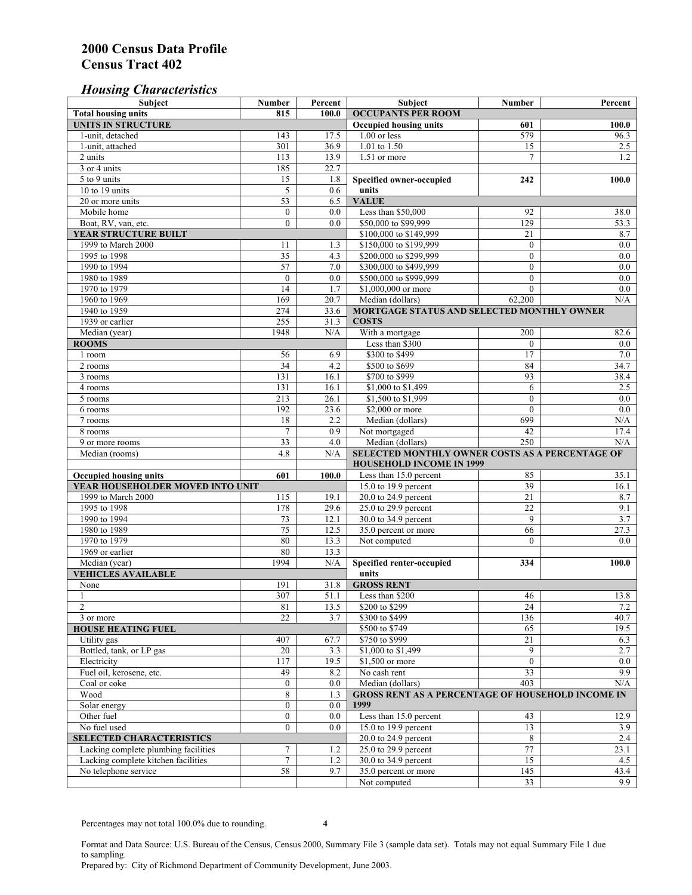# 2000 Census Data Profile
# Census Tract 402

## *Housing Characteristics*

| Subject | Number | Percent | Subject | Number | Percent |
|---|---|---|---|---|---|
| **Total housing units** | **815** | **100.0** | **OCCUPANTS PER ROOM** | | |
| **UNITS IN STRUCTURE** | | | **Occupied housing units** | **601** | **100.0** |
| 1-unit, detached | 143 | 17.5 | 1.00 or less | 579 | 96.3 |
| 1-unit, attached | 301 | 36.9 | 1.01 to 1.50 | 15 | 2.5 |
| 2 units | 113 | 13.9 | 1.51 or more | 7 | 1.2 |
| 3 or 4 units | 185 | 22.7 | | | |
| 5 to 9 units | 15 | 1.8 | **Specified owner-occupied units** | **242** | **100.0** |
| 10 to 19 units | 5 | 0.6 | | | |
| 20 or more units | 53 | 6.5 | **VALUE** | | |
| Mobile home | 0 | 0.0 | Less than $50,000 | 92 | 38.0 |
| Boat, RV, van, etc. | 0 | 0.0 | $50,000 to $99,999 | 129 | 53.3 |
| **YEAR STRUCTURE BUILT** | | | $100,000 to $149,999 | 21 | 8.7 |
| 1999 to March 2000 | 11 | 1.3 | $150,000 to $199,999 | 0 | 0.0 |
| 1995 to 1998 | 35 | 4.3 | $200,000 to $299,999 | 0 | 0.0 |
| 1990 to 1994 | 57 | 7.0 | $300,000 to $499,999 | 0 | 0.0 |
| 1980 to 1989 | 0 | 0.0 | $500,000 to $999,999 | 0 | 0.0 |
| 1970 to 1979 | 14 | 1.7 | $1,000,000 or more | 0 | 0.0 |
| 1960 to 1969 | 169 | 20.7 | Median (dollars) | 62,200 | N/A |
| 1940 to 1959 | 274 | 33.6 | **MORTGAGE STATUS AND SELECTED MONTHLY OWNER COSTS** | | |
| 1939 or earlier | 255 | 31.3 | | | |
| Median (year) | 1948 | N/A | With a mortgage | 200 | 82.6 |
| **ROOMS** | | | Less than $300 | 0 | 0.0 |
| 1 room | 56 | 6.9 | $300 to $499 | 17 | 7.0 |
| 2 rooms | 34 | 4.2 | $500 to $699 | 84 | 34.7 |
| 3 rooms | 131 | 16.1 | $700 to $999 | 93 | 38.4 |
| 4 rooms | 131 | 16.1 | $1,000 to $1,499 | 6 | 2.5 |
| 5 rooms | 213 | 26.1 | $1,500 to $1,999 | 0 | 0.0 |
| 6 rooms | 192 | 23.6 | $2,000 or more | 0 | 0.0 |
| 7 rooms | 18 | 2.2 | Median (dollars) | 699 | N/A |
| 8 rooms | 7 | 0.9 | Not mortgaged | 42 | 17.4 |
| 9 or more rooms | 33 | 4.0 | Median (dollars) | 250 | N/A |
| Median (rooms) | 4.8 | N/A | **SELECTED MONTHLY OWNER COSTS AS A PERCENTAGE OF HOUSEHOLD INCOME IN 1999** | | |
| **Occupied housing units** | **601** | **100.0** | Less than 15.0 percent | 85 | 35.1 |
| **YEAR HOUSEHOLDER MOVED INTO UNIT** | | | 15.0 to 19.9 percent | 39 | 16.1 |
| 1999 to March 2000 | 115 | 19.1 | 20.0 to 24.9 percent | 21 | 8.7 |
| 1995 to 1998 | 178 | 29.6 | 25.0 to 29.9 percent | 22 | 9.1 |
| 1990 to 1994 | 73 | 12.1 | 30.0 to 34.9 percent | 9 | 3.7 |
| 1980 to 1989 | 75 | 12.5 | 35.0 percent or more | 66 | 27.3 |
| 1970 to 1979 | 80 | 13.3 | Not computed | 0 | 0.0 |
| 1969 or earlier | 80 | 13.3 | | | |
| Median (year) | 1994 | N/A | **Specified renter-occupied units** | **334** | **100.0** |
| **VEHICLES AVAILABLE** | | | | | |
| None | 191 | 31.8 | **GROSS RENT** | | |
| 1 | 307 | 51.1 | Less than $200 | 46 | 13.8 |
| 2 | 81 | 13.5 | $200 to $299 | 24 | 7.2 |
| 3 or more | 22 | 3.7 | $300 to $499 | 136 | 40.7 |
| **HOUSE HEATING FUEL** | | | $500 to $749 | 65 | 19.5 |
| Utility gas | 407 | 67.7 | $750 to $999 | 21 | 6.3 |
| Bottled, tank, or LP gas | 20 | 3.3 | $1,000 to $1,499 | 9 | 2.7 |
| Electricity | 117 | 19.5 | $1,500 or more | 0 | 0.0 |
| Fuel oil, kerosene, etc. | 49 | 8.2 | No cash rent | 33 | 9.9 |
| Coal or coke | 0 | 0.0 | Median (dollars) | 403 | N/A |
| Wood | 8 | 1.3 | **GROSS RENT AS A PERCENTAGE OF HOUSEHOLD INCOME IN 1999** | | |
| Solar energy | 0 | 0.0 | | | |
| Other fuel | 0 | 0.0 | Less than 15.0 percent | 43 | 12.9 |
| No fuel used | 0 | 0.0 | 15.0 to 19.9 percent | 13 | 3.9 |
| **SELECTED CHARACTERISTICS** | | | 20.0 to 24.9 percent | 8 | 2.4 |
| Lacking complete plumbing facilities | 7 | 1.2 | 25.0 to 29.9 percent | 77 | 23.1 |
| Lacking complete kitchen facilities | 7 | 1.2 | 30.0 to 34.9 percent | 15 | 4.5 |
| No telephone service | 58 | 9.7 | 35.0 percent or more | 145 | 43.4 |
| | | | Not computed | 33 | 9.9 |

Percentages may not total 100.0% due to rounding.

Format and Data Source: U.S. Bureau of the Census, Census 2000, Summary File 3 (sample data set). Totals may not equal Summary File 1 due to sampling.
Prepared by: City of Richmond Department of Community Development, June 2003.